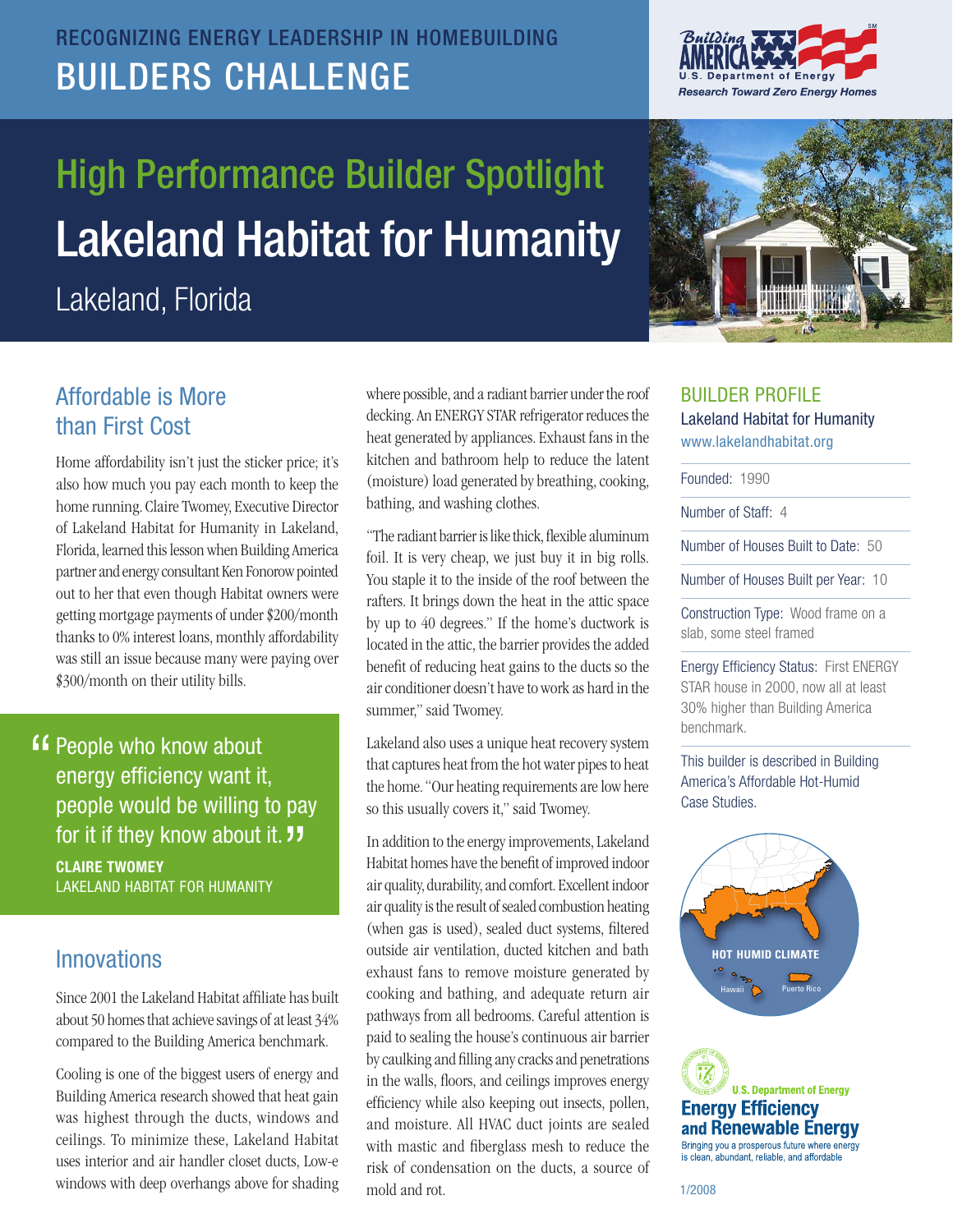RECOGNIZING ENERGY LEADERSHIP IN HOMEBUILDING

# BUILDERS CHALLENGE

Building America — U.S. Department of Energy — Research Toward Zero Energy Homes

## High Performance Builder Spotlight

# Lakeland Habitat for Humanity

Lakeland, Florida

## Affordable is More than First Cost

Home affordability isn't just the sticker price; it's also how much you pay each month to keep the home running. Claire Twomey, Executive Director of Lakeland Habitat for Humanity in Lakeland, Florida, learned this lesson when Building America partner and energy consultant Ken Fonorow pointed out to her that even though Habitat owners were getting mortgage payments of under $200/month thanks to 0% interest loans, monthly affordability was still an issue because many were paying over $300/month on their utility bills.

> "People who know about energy efficiency want it, people would be willing to pay for it if they know about it."
>
> **CLAIRE TWOMEY**
> LAKELAND HABITAT FOR HUMANITY

## Innovations

Since 2001 the Lakeland Habitat affiliate has built about 50 homes that achieve savings of at least 34% compared to the Building America benchmark.

Cooling is one of the biggest users of energy and Building America research showed that heat gain was highest through the ducts, windows and ceilings. To minimize these, Lakeland Habitat uses interior and air handler closet ducts, Low-e windows with deep overhangs above for shading where possible, and a radiant barrier under the roof decking. An ENERGY STAR refrigerator reduces the heat generated by appliances. Exhaust fans in the kitchen and bathroom help to reduce the latent (moisture) load generated by breathing, cooking, bathing, and washing clothes.

"The radiant barrier is like thick, flexible aluminum foil. It is very cheap, we just buy it in big rolls. You staple it to the inside of the roof between the rafters. It brings down the heat in the attic space by up to 40 degrees." If the home's ductwork is located in the attic, the barrier provides the added benefit of reducing heat gains to the ducts so the air conditioner doesn't have to work as hard in the summer," said Twomey.

Lakeland also uses a unique heat recovery system that captures heat from the hot water pipes to heat the home. "Our heating requirements are low here so this usually covers it," said Twomey.

In addition to the energy improvements, Lakeland Habitat homes have the benefit of improved indoor air quality, durability, and comfort. Excellent indoor air quality is the result of sealed combustion heating (when gas is used), sealed duct systems, filtered outside air ventilation, ducted kitchen and bath exhaust fans to remove moisture generated by cooking and bathing, and adequate return air pathways from all bedrooms. Careful attention is paid to sealing the house's continuous air barrier by caulking and filling any cracks and penetrations in the walls, floors, and ceilings improves energy efficiency while also keeping out insects, pollen, and moisture. All HVAC duct joints are sealed with mastic and fiberglass mesh to reduce the risk of condensation on the ducts, a source of mold and rot.

## BUILDER PROFILE

Lakeland Habitat for Humanity
www.lakelandhabitat.org

Founded: 1990

Number of Staff: 4

Number of Houses Built to Date: 50

Number of Houses Built per Year: 10

Construction Type: Wood frame on a slab, some steel framed

Energy Efficiency Status: First ENERGY STAR house in 2000, now all at least 30% higher than Building America benchmark.

This builder is described in Building America's Affordable Hot-Humid Case Studies.

HOT HUMID CLIMATE
Hawaii Puerto Rico

U.S. Department of Energy
Energy Efficiency and Renewable Energy
Bringing you a prosperous future where energy is clean, abundant, reliable, and affordable

1/2008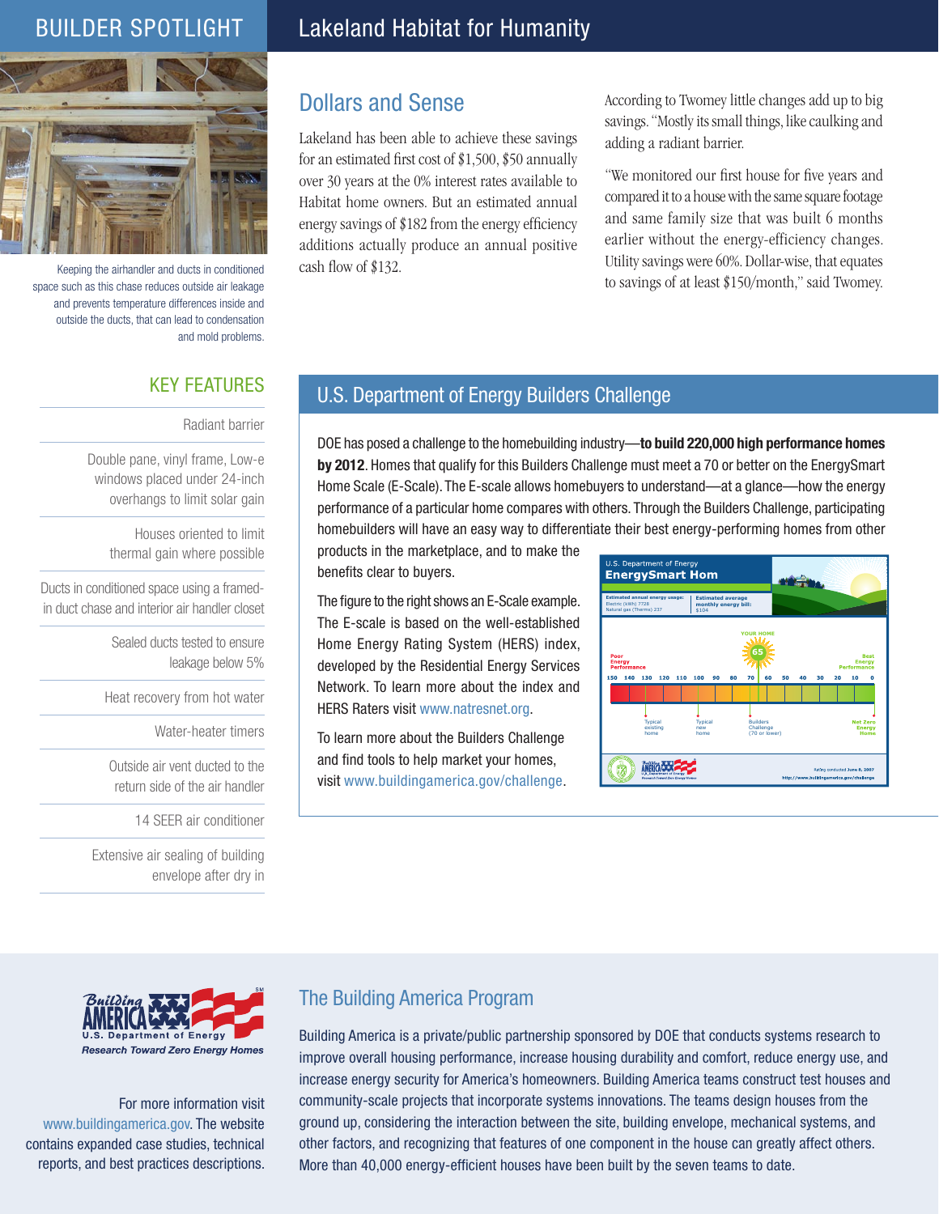# BUILDER SPOTLIGHT

# Lakeland Habitat for Humanity

Keeping the airhandler and ducts in conditioned space such as this chase reduces outside air leakage and prevents temperature differences inside and outside the ducts, that can lead to condensation and mold problems.

## Dollars and Sense

Lakeland has been able to achieve these savings for an estimated first cost of $1,500, $50 annually over 30 years at the 0% interest rates available to Habitat home owners. But an estimated annual energy savings of $182 from the energy efficiency additions actually produce an annual positive cash flow of $132.

According to Twomey little changes add up to big savings. "Mostly its small things, like caulking and adding a radiant barrier.

"We monitored our first house for five years and compared it to a house with the same square footage and same family size that was built 6 months earlier without the energy-efficiency changes. Utility savings were 60%. Dollar-wise, that equates to savings of at least $150/month," said Twomey.

## KEY FEATURES

- Radiant barrier
- Double pane, vinyl frame, Low-e windows placed under 24-inch overhangs to limit solar gain
- Houses oriented to limit thermal gain where possible
- Ducts in conditioned space using a framed-in duct chase and interior air handler closet
- Sealed ducts tested to ensure leakage below 5%
- Heat recovery from hot water
- Water-heater timers
- Outside air vent ducted to the return side of the air handler
- 14 SEER air conditioner
- Extensive air sealing of building envelope after dry in

## U.S. Department of Energy Builders Challenge

DOE has posed a challenge to the homebuilding industry—**to build 220,000 high performance homes by 2012**. Homes that qualify for this Builders Challenge must meet a 70 or better on the EnergySmart Home Scale (E-Scale). The E-scale allows homebuyers to understand—at a glance—how the energy performance of a particular home compares with others. Through the Builders Challenge, participating homebuilders will have an easy way to differentiate their best energy-performing homes from other products in the marketplace, and to make the benefits clear to buyers.

The figure to the right shows an E-Scale example. The E-scale is based on the well-established Home Energy Rating System (HERS) index, developed by the Residential Energy Services Network. To learn more about the index and HERS Raters visit www.natresnet.org.

To learn more about the Builders Challenge and find tools to help market your homes, visit www.buildingamerica.gov/challenge.

U.S. Department of Energy
EnergySmart Hom
Estimated annual energy usage:
Electric (kWh) 7726
Natural gas (Therms) 237
Estimated average monthly energy bill:
$104
YOUR HOME
65
Poor Energy Performance
Best Energy Performance
150 140 130 120 110 100 90 80 70 60 50 40 30 20 10 0
Typical existing home
Typical new home
Builders Challenge (70 or lower)
Net Zero Energy Home
Rating conducted June 8, 2007
http://www.buildingamerica.gov/challenge

Building America
U.S. Department of Energy
Research Toward Zero Energy Homes

For more information visit www.buildingamerica.gov. The website contains expanded case studies, technical reports, and best practices descriptions.

## The Building America Program

Building America is a private/public partnership sponsored by DOE that conducts systems research to improve overall housing performance, increase housing durability and comfort, reduce energy use, and increase energy security for America's homeowners. Building America teams construct test houses and community-scale projects that incorporate systems innovations. The teams design houses from the ground up, considering the interaction between the site, building envelope, mechanical systems, and other factors, and recognizing that features of one component in the house can greatly affect others. More than 40,000 energy-efficient houses have been built by the seven teams to date.